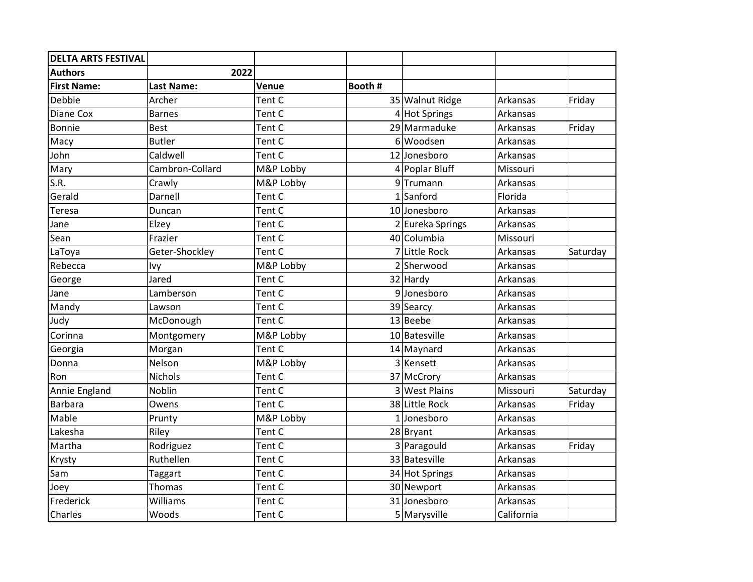| DELTA ARTS FESTIVAL | | | | | | |
|---|---|---|---|---|---|---|
| **Authors** | **2022** | | | | | |
| **First Name:** | **Last Name:** | **Venue** | **Booth #** | | | |
| Debbie | Archer | Tent C | 35 | Walnut Ridge | Arkansas | Friday |
| Diane Cox | Barnes | Tent C | 4 | Hot Springs | Arkansas | |
| Bonnie | Best | Tent C | 29 | Marmaduke | Arkansas | Friday |
| Macy | Butler | Tent C | 6 | Woodsen | Arkansas | |
| John | Caldwell | Tent C | 12 | Jonesboro | Arkansas | |
| Mary | Cambron-Collard | M&P Lobby | 4 | Poplar Bluff | Missouri | |
| S.R. | Crawly | M&P Lobby | 9 | Trumann | Arkansas | |
| Gerald | Darnell | Tent C | 1 | Sanford | Florida | |
| Teresa | Duncan | Tent C | 10 | Jonesboro | Arkansas | |
| Jane | Elzey | Tent C | 2 | Eureka Springs | Arkansas | |
| Sean | Frazier | Tent C | 40 | Columbia | Missouri | |
| LaToya | Geter-Shockley | Tent C | 7 | Little Rock | Arkansas | Saturday |
| Rebecca | Ivy | M&P Lobby | 2 | Sherwood | Arkansas | |
| George | Jared | Tent C | 32 | Hardy | Arkansas | |
| Jane | Lamberson | Tent C | 9 | Jonesboro | Arkansas | |
| Mandy | Lawson | Tent C | 39 | Searcy | Arkansas | |
| Judy | McDonough | Tent C | 13 | Beebe | Arkansas | |
| Corinna | Montgomery | M&P Lobby | 10 | Batesville | Arkansas | |
| Georgia | Morgan | Tent C | 14 | Maynard | Arkansas | |
| Donna | Nelson | M&P Lobby | 3 | Kensett | Arkansas | |
| Ron | Nichols | Tent C | 37 | McCrory | Arkansas | |
| Annie England | Noblin | Tent C | 3 | West Plains | Missouri | Saturday |
| Barbara | Owens | Tent C | 38 | Little Rock | Arkansas | Friday |
| Mable | Prunty | M&P Lobby | 1 | Jonesboro | Arkansas | |
| Lakesha | Riley | Tent C | 28 | Bryant | Arkansas | |
| Martha | Rodriguez | Tent C | 3 | Paragould | Arkansas | Friday |
| Krysty | Ruthellen | Tent C | 33 | Batesville | Arkansas | |
| Sam | Taggart | Tent C | 34 | Hot Springs | Arkansas | |
| Joey | Thomas | Tent C | 30 | Newport | Arkansas | |
| Frederick | Williams | Tent C | 31 | Jonesboro | Arkansas | |
| Charles | Woods | Tent C | 5 | Marysville | California | |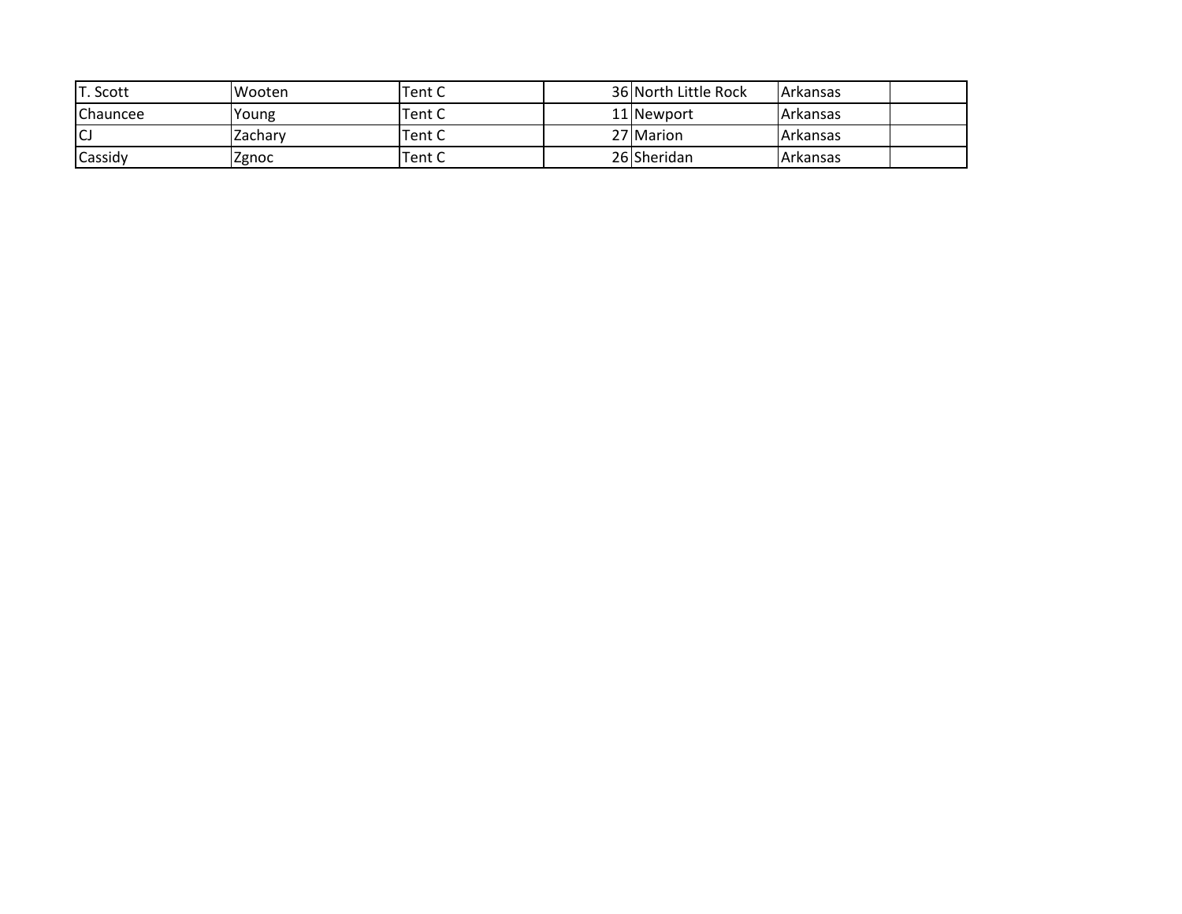| | | | | | | |
|---|---|---|---|---|---|---|
| T. Scott | Wooten | Tent C | 36 | North Little Rock | Arkansas | |
| Chauncee | Young | Tent C | 11 | Newport | Arkansas | |
| CJ | Zachary | Tent C | 27 | Marion | Arkansas | |
| Cassidy | Zgnoc | Tent C | 26 | Sheridan | Arkansas | |